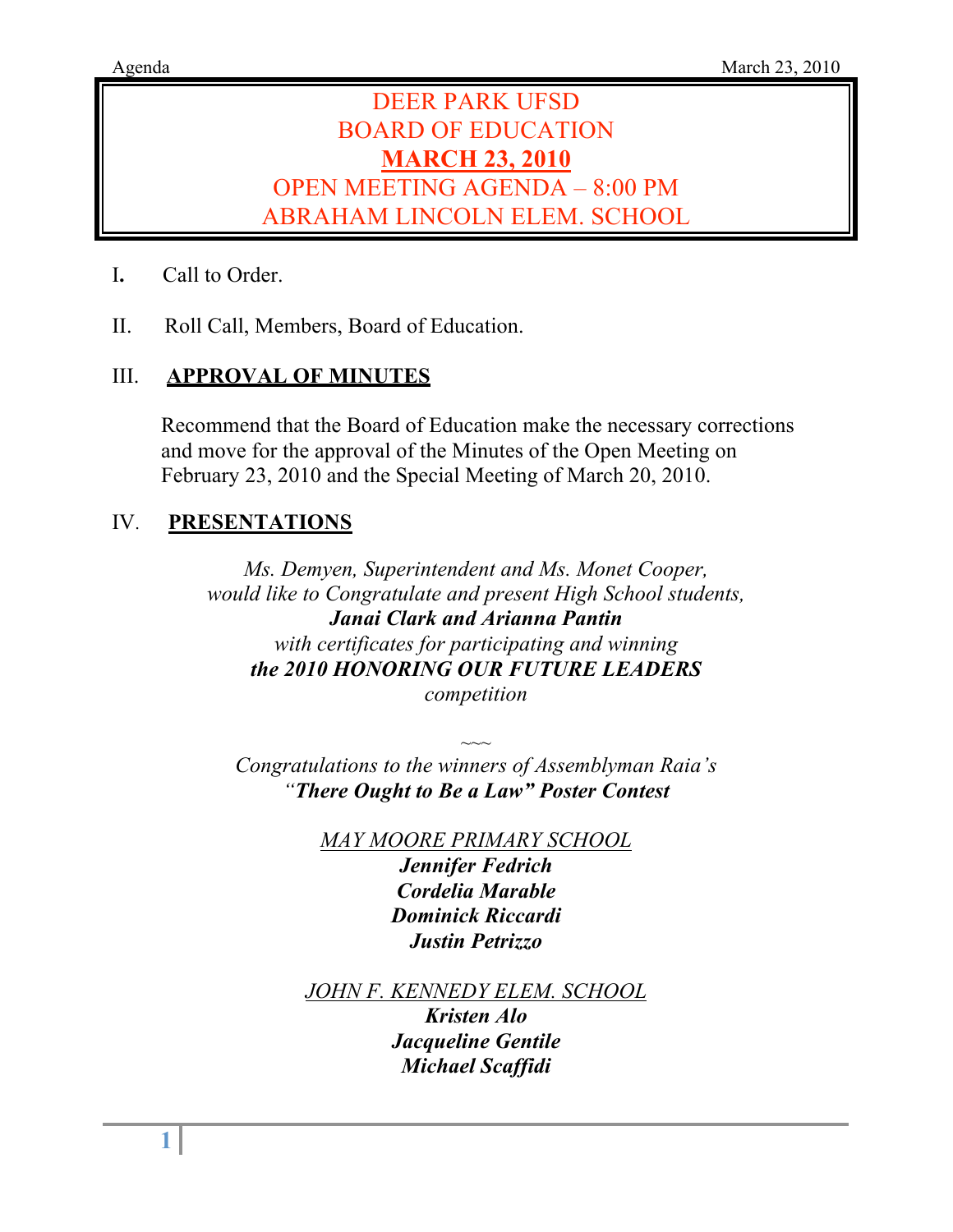# DEER PARK UFSD
# BOARD OF EDUCATION
# MARCH 23, 2010
## OPEN MEETING AGENDA – 8:00 PM
## ABRAHAM LINCOLN ELEM. SCHOOL

I. Call to Order.

II. Roll Call, Members, Board of Education.

III. **APPROVAL OF MINUTES**

Recommend that the Board of Education make the necessary corrections and move for the approval of the Minutes of the Open Meeting on February 23, 2010 and the Special Meeting of March 20, 2010.

IV. **PRESENTATIONS**

*Ms. Demyen, Superintendent and Ms. Monet Cooper, would like to Congratulate and present High School students,*
***Janai Clark and Arianna Pantin***
*with certificates for participating and winning*
***the 2010 HONORING OUR FUTURE LEADERS***
*competition*

~~~

*Congratulations to the winners of Assemblyman Raia's*
*"**There Ought to Be a Law" Poster Contest***

*MAY MOORE PRIMARY SCHOOL*

***Jennifer Fedrich***
***Cordelia Marable***
***Dominick Riccardi***
***Justin Petrizzo***

*JOHN F. KENNEDY ELEM. SCHOOL*

***Kristen Alo***
***Jacqueline Gentile***
***Michael Scaffidi***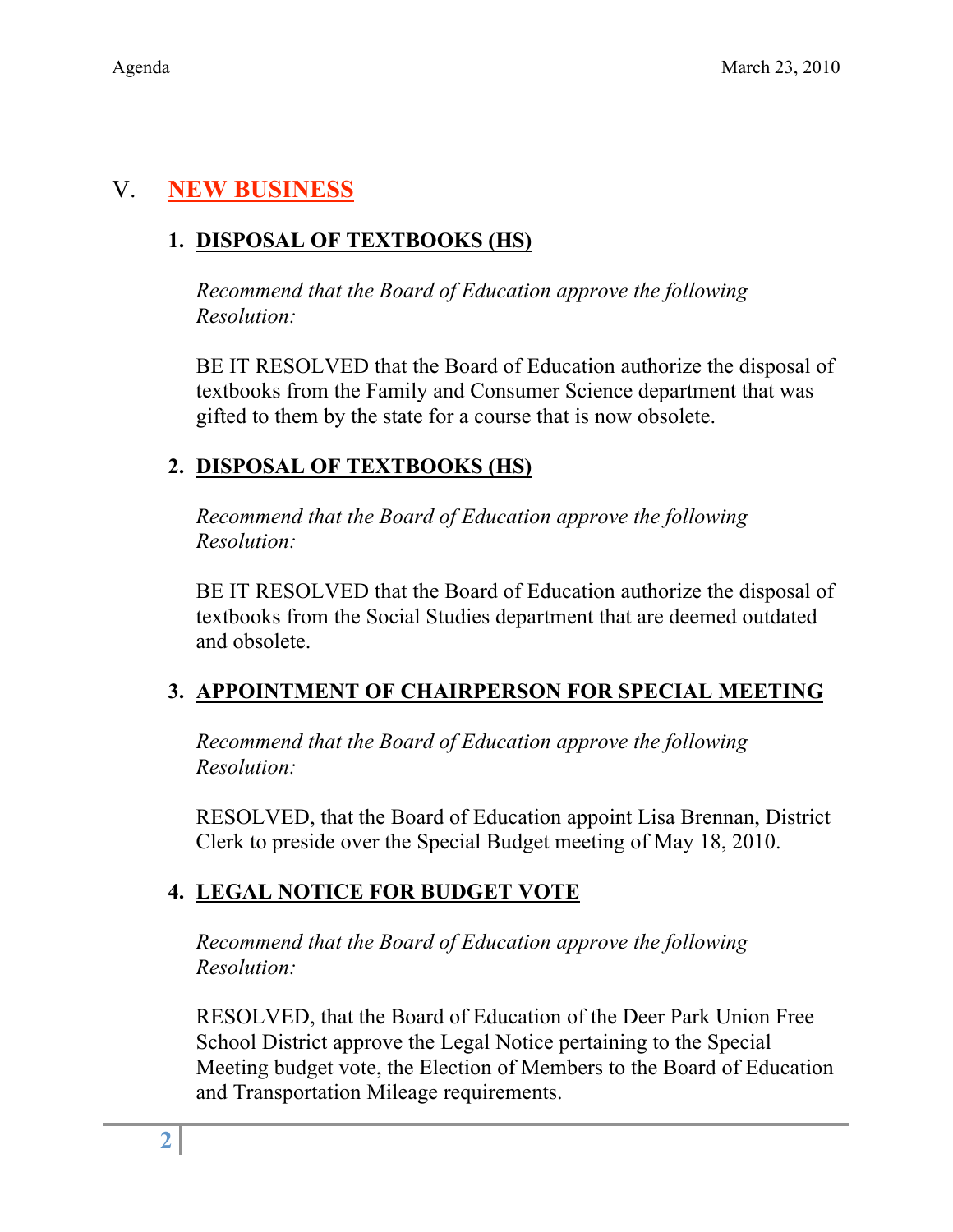## V. NEW BUSINESS

### 1. DISPOSAL OF TEXTBOOKS (HS)

*Recommend that the Board of Education approve the following Resolution:*

BE IT RESOLVED that the Board of Education authorize the disposal of textbooks from the Family and Consumer Science department that was gifted to them by the state for a course that is now obsolete.

### 2. DISPOSAL OF TEXTBOOKS (HS)

*Recommend that the Board of Education approve the following Resolution:*

BE IT RESOLVED that the Board of Education authorize the disposal of textbooks from the Social Studies department that are deemed outdated and obsolete.

### 3. APPOINTMENT OF CHAIRPERSON FOR SPECIAL MEETING

*Recommend that the Board of Education approve the following Resolution:*

RESOLVED, that the Board of Education appoint Lisa Brennan, District Clerk to preside over the Special Budget meeting of May 18, 2010.

### 4. LEGAL NOTICE FOR BUDGET VOTE

*Recommend that the Board of Education approve the following Resolution:*

RESOLVED, that the Board of Education of the Deer Park Union Free School District approve the Legal Notice pertaining to the Special Meeting budget vote, the Election of Members to the Board of Education and Transportation Mileage requirements.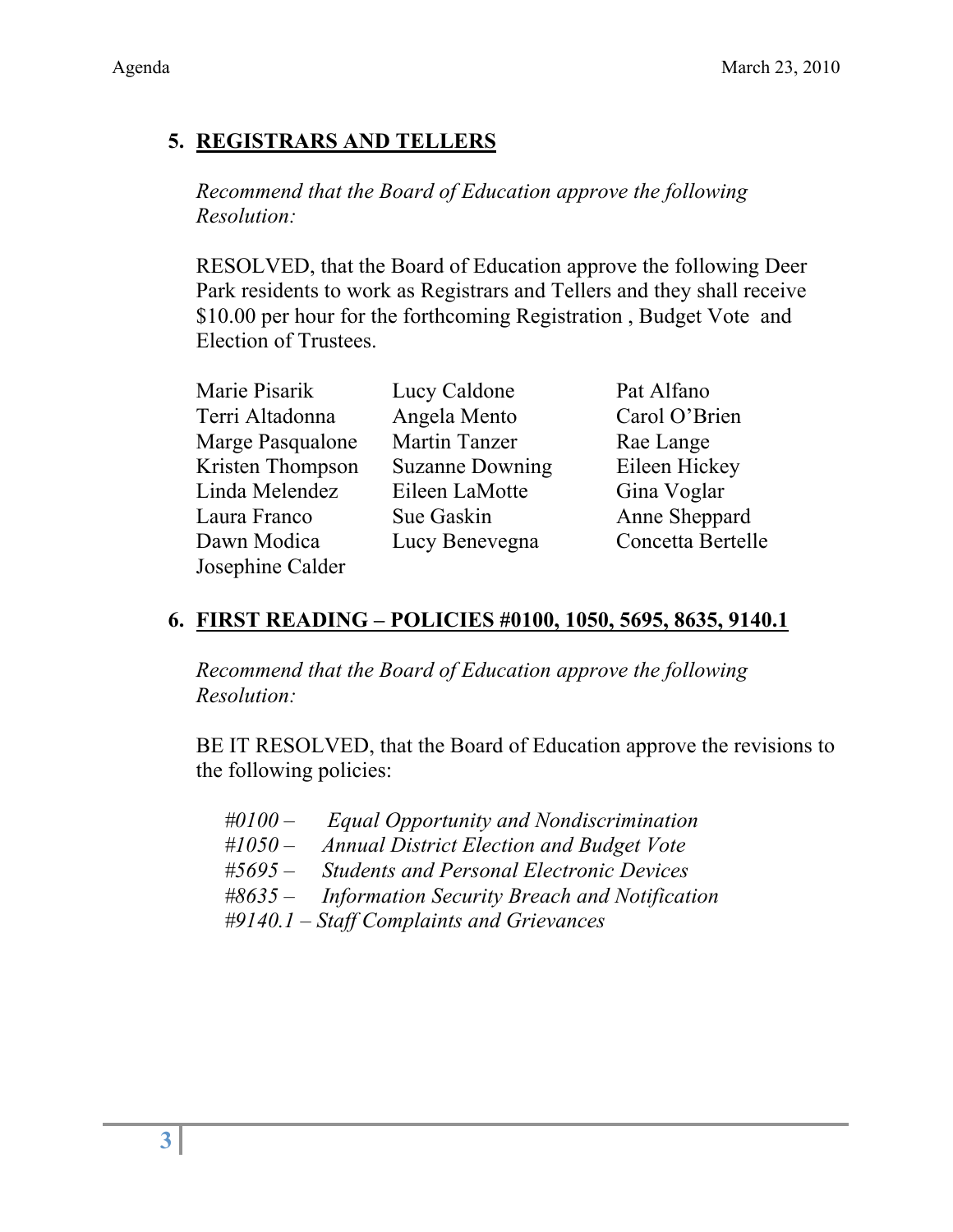## 5. REGISTRARS AND TELLERS

*Recommend that the Board of Education approve the following Resolution:*

RESOLVED, that the Board of Education approve the following Deer Park residents to work as Registrars and Tellers and they shall receive $10.00 per hour for the forthcoming Registration , Budget Vote and Election of Trustees.

| | | |
|---|---|---|
| Marie Pisarik | Lucy Caldone | Pat Alfano |
| Terri Altadonna | Angela Mento | Carol O'Brien |
| Marge Pasqualone | Martin Tanzer | Rae Lange |
| Kristen Thompson | Suzanne Downing | Eileen Hickey |
| Linda Melendez | Eileen LaMotte | Gina Voglar |
| Laura Franco | Sue Gaskin | Anne Sheppard |
| Dawn Modica | Lucy Benevegna | Concetta Bertelle |
| Josephine Calder | | |

## 6. FIRST READING – POLICIES #0100, 1050, 5695, 8635, 9140.1

*Recommend that the Board of Education approve the following Resolution:*

BE IT RESOLVED, that the Board of Education approve the revisions to the following policies:

*#0100 – Equal Opportunity and Nondiscrimination*
*#1050 – Annual District Election and Budget Vote*
*#5695 – Students and Personal Electronic Devices*
*#8635 – Information Security Breach and Notification*
*#9140.1 – Staff Complaints and Grievances*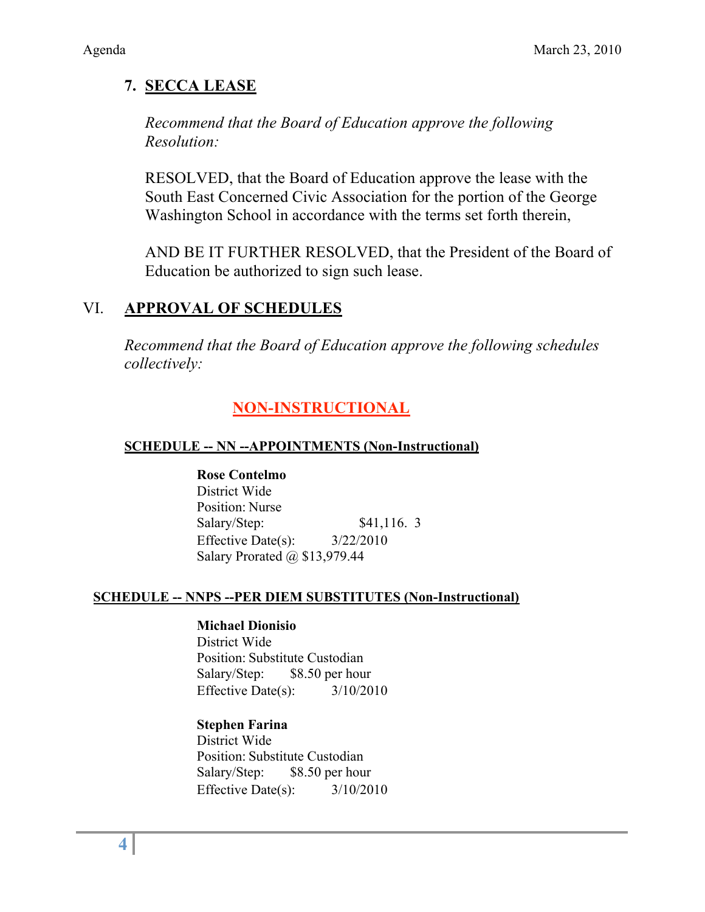### 7. SECCA LEASE

*Recommend that the Board of Education approve the following Resolution:*

RESOLVED, that the Board of Education approve the lease with the South East Concerned Civic Association for the portion of the George Washington School in accordance with the terms set forth therein,

AND BE IT FURTHER RESOLVED, that the President of the Board of Education be authorized to sign such lease.

## VI. APPROVAL OF SCHEDULES

*Recommend that the Board of Education approve the following schedules collectively:*

## NON-INSTRUCTIONAL

### SCHEDULE -- NN --APPOINTMENTS (Non-Instructional)

**Rose Contelmo**
District Wide
Position: Nurse
Salary/Step: $41,116. 3
Effective Date(s): 3/22/2010
Salary Prorated @ $13,979.44

### SCHEDULE -- NNPS --PER DIEM SUBSTITUTES (Non-Instructional)

**Michael Dionisio**
District Wide
Position: Substitute Custodian
Salary/Step: $8.50 per hour
Effective Date(s): 3/10/2010

**Stephen Farina**
District Wide
Position: Substitute Custodian
Salary/Step: $8.50 per hour
Effective Date(s): 3/10/2010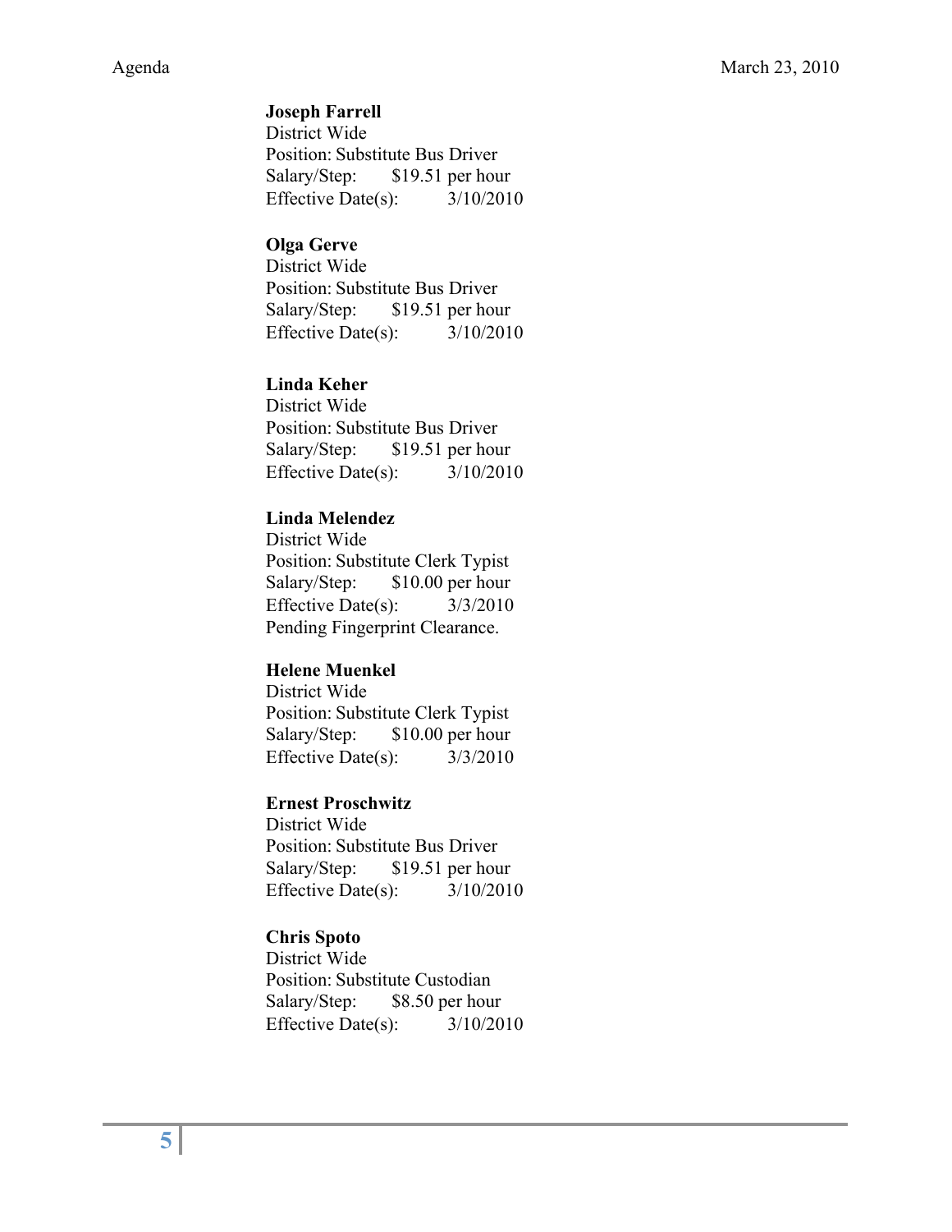**Joseph Farrell**
District Wide
Position: Substitute Bus Driver
Salary/Step: $19.51 per hour
Effective Date(s): 3/10/2010

**Olga Gerve**
District Wide
Position: Substitute Bus Driver
Salary/Step: $19.51 per hour
Effective Date(s): 3/10/2010

**Linda Keher**
District Wide
Position: Substitute Bus Driver
Salary/Step: $19.51 per hour
Effective Date(s): 3/10/2010

**Linda Melendez**
District Wide
Position: Substitute Clerk Typist
Salary/Step: $10.00 per hour
Effective Date(s): 3/3/2010
Pending Fingerprint Clearance.

**Helene Muenkel**
District Wide
Position: Substitute Clerk Typist
Salary/Step: $10.00 per hour
Effective Date(s): 3/3/2010

**Ernest Proschwitz**
District Wide
Position: Substitute Bus Driver
Salary/Step: $19.51 per hour
Effective Date(s): 3/10/2010

**Chris Spoto**
District Wide
Position: Substitute Custodian
Salary/Step: $8.50 per hour
Effective Date(s): 3/10/2010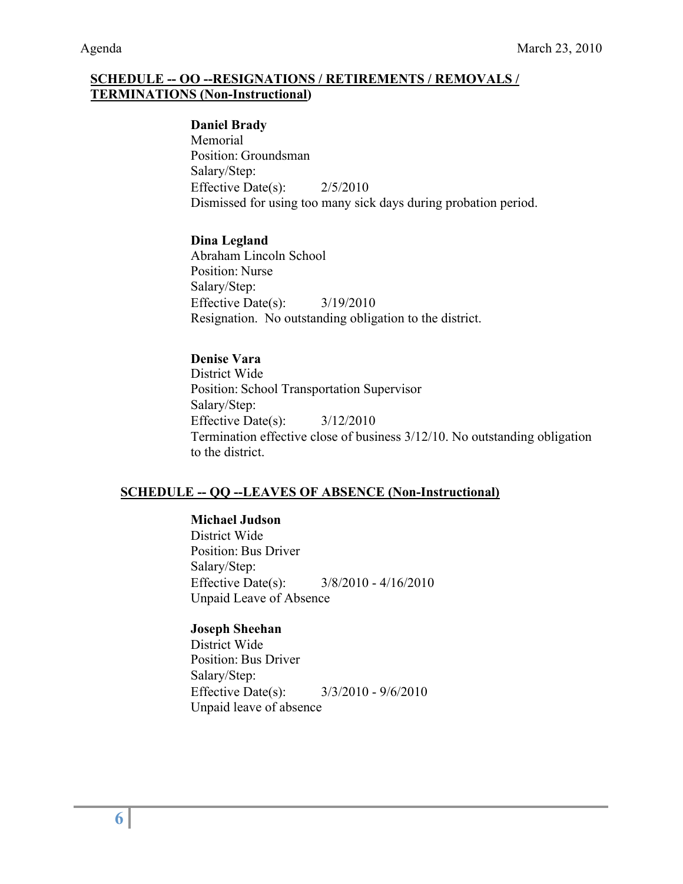## SCHEDULE -- OO --RESIGNATIONS / RETIREMENTS / REMOVALS / TERMINATIONS (Non-Instructional)

**Daniel Brady**
Memorial
Position: Groundsman
Salary/Step:
Effective Date(s): 2/5/2010
Dismissed for using too many sick days during probation period.

**Dina Legland**
Abraham Lincoln School
Position: Nurse
Salary/Step:
Effective Date(s): 3/19/2010
Resignation. No outstanding obligation to the district.

**Denise Vara**
District Wide
Position: School Transportation Supervisor
Salary/Step:
Effective Date(s): 3/12/2010
Termination effective close of business 3/12/10. No outstanding obligation to the district.

## SCHEDULE -- QQ --LEAVES OF ABSENCE (Non-Instructional)

**Michael Judson**
District Wide
Position: Bus Driver
Salary/Step:
Effective Date(s): 3/8/2010 - 4/16/2010
Unpaid Leave of Absence

**Joseph Sheehan**
District Wide
Position: Bus Driver
Salary/Step:
Effective Date(s): 3/3/2010 - 9/6/2010
Unpaid leave of absence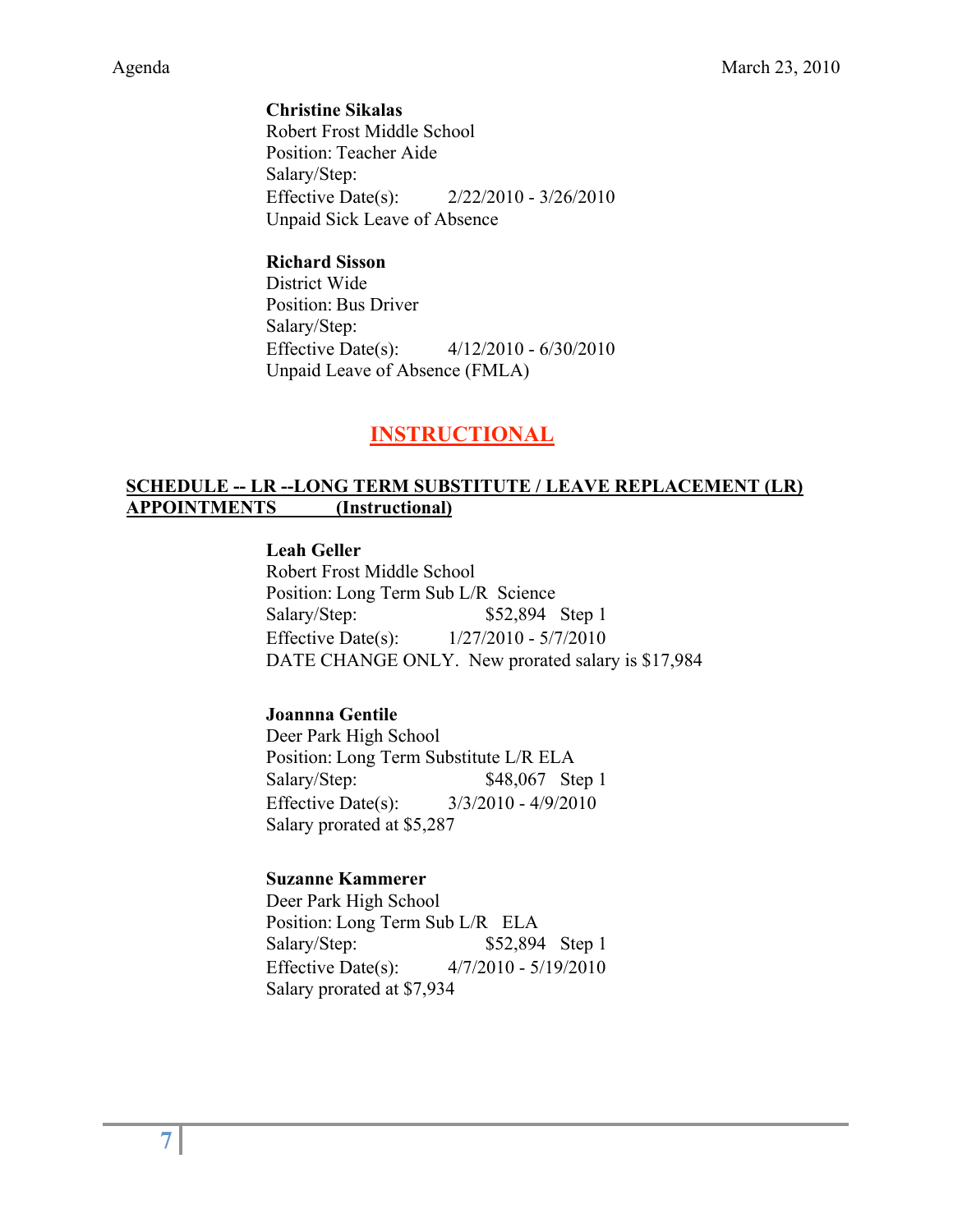**Christine Sikalas**
Robert Frost Middle School
Position: Teacher Aide
Salary/Step:
Effective Date(s): 2/22/2010 - 3/26/2010
Unpaid Sick Leave of Absence

**Richard Sisson**
District Wide
Position: Bus Driver
Salary/Step:
Effective Date(s): 4/12/2010 - 6/30/2010
Unpaid Leave of Absence (FMLA)

## INSTRUCTIONAL

### SCHEDULE -- LR --LONG TERM SUBSTITUTE / LEAVE REPLACEMENT (LR) APPOINTMENTS (Instructional)

**Leah Geller**
Robert Frost Middle School
Position: Long Term Sub L/R Science
Salary/Step: $52,894 Step 1
Effective Date(s): 1/27/2010 - 5/7/2010
DATE CHANGE ONLY. New prorated salary is $17,984

**Joannna Gentile**
Deer Park High School
Position: Long Term Substitute L/R ELA
Salary/Step: $48,067 Step 1
Effective Date(s): 3/3/2010 - 4/9/2010
Salary prorated at $5,287

**Suzanne Kammerer**
Deer Park High School
Position: Long Term Sub L/R ELA
Salary/Step: $52,894 Step 1
Effective Date(s): 4/7/2010 - 5/19/2010
Salary prorated at $7,934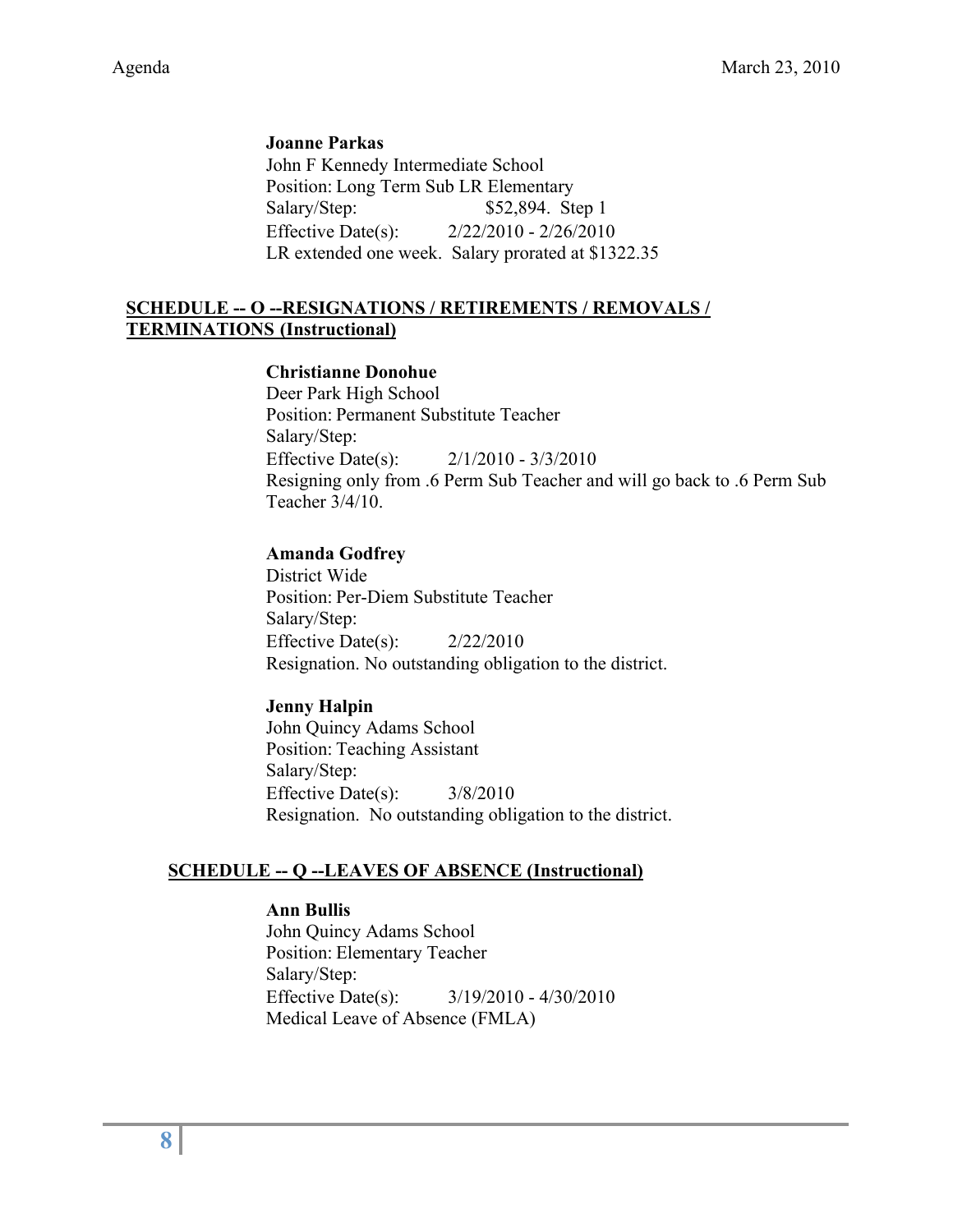**Joanne Parkas**
John F Kennedy Intermediate School
Position: Long Term Sub LR Elementary
Salary/Step: $52,894. Step 1
Effective Date(s): 2/22/2010 - 2/26/2010
LR extended one week. Salary prorated at $1322.35

## SCHEDULE -- O --RESIGNATIONS / RETIREMENTS / REMOVALS / TERMINATIONS (Instructional)

**Christianne Donohue**
Deer Park High School
Position: Permanent Substitute Teacher
Salary/Step:
Effective Date(s): 2/1/2010 - 3/3/2010
Resigning only from .6 Perm Sub Teacher and will go back to .6 Perm Sub Teacher 3/4/10.

**Amanda Godfrey**
District Wide
Position: Per-Diem Substitute Teacher
Salary/Step:
Effective Date(s): 2/22/2010
Resignation. No outstanding obligation to the district.

**Jenny Halpin**
John Quincy Adams School
Position: Teaching Assistant
Salary/Step:
Effective Date(s): 3/8/2010
Resignation. No outstanding obligation to the district.

## SCHEDULE -- Q --LEAVES OF ABSENCE (Instructional)

**Ann Bullis**
John Quincy Adams School
Position: Elementary Teacher
Salary/Step:
Effective Date(s): 3/19/2010 - 4/30/2010
Medical Leave of Absence (FMLA)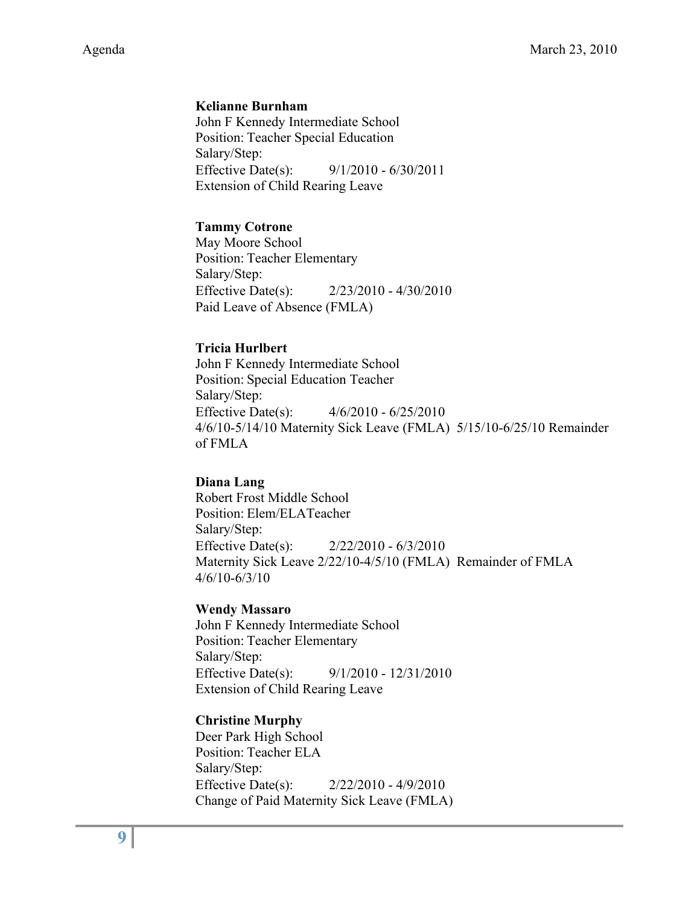**Kelianne Burnham**
John F Kennedy Intermediate School
Position: Teacher Special Education
Salary/Step:
Effective Date(s): 9/1/2010 - 6/30/2011
Extension of Child Rearing Leave

**Tammy Cotrone**
May Moore School
Position: Teacher Elementary
Salary/Step:
Effective Date(s): 2/23/2010 - 4/30/2010
Paid Leave of Absence (FMLA)

**Tricia Hurlbert**
John F Kennedy Intermediate School
Position: Special Education Teacher
Salary/Step:
Effective Date(s): 4/6/2010 - 6/25/2010
4/6/10-5/14/10 Maternity Sick Leave (FMLA) 5/15/10-6/25/10 Remainder of FMLA

**Diana Lang**
Robert Frost Middle School
Position: Elem/ELATeacher
Salary/Step:
Effective Date(s): 2/22/2010 - 6/3/2010
Maternity Sick Leave 2/22/10-4/5/10 (FMLA) Remainder of FMLA 4/6/10-6/3/10

**Wendy Massaro**
John F Kennedy Intermediate School
Position: Teacher Elementary
Salary/Step:
Effective Date(s): 9/1/2010 - 12/31/2010
Extension of Child Rearing Leave

**Christine Murphy**
Deer Park High School
Position: Teacher ELA
Salary/Step:
Effective Date(s): 2/22/2010 - 4/9/2010
Change of Paid Maternity Sick Leave (FMLA)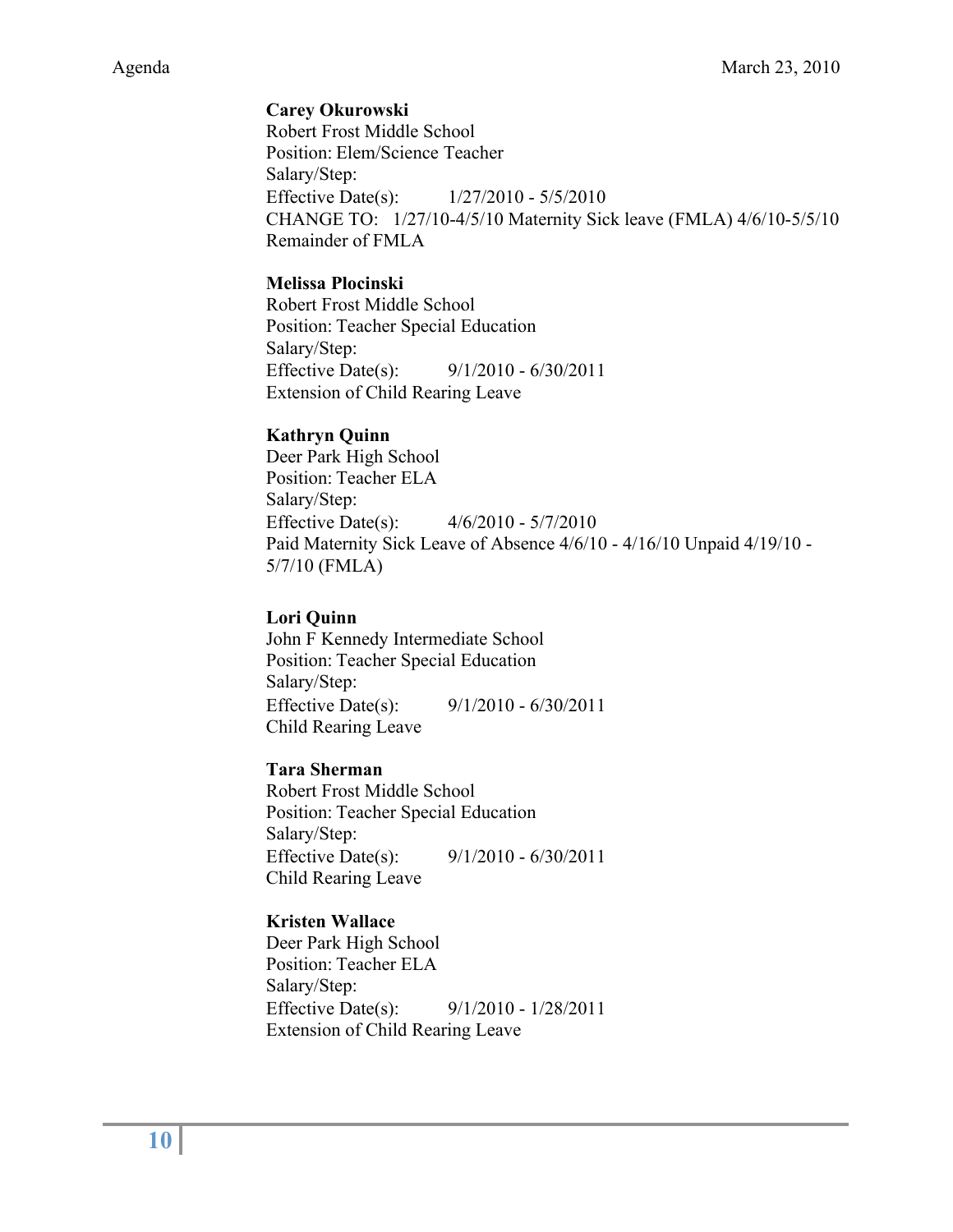**Carey Okurowski**
Robert Frost Middle School
Position: Elem/Science Teacher
Salary/Step:
Effective Date(s): 1/27/2010 - 5/5/2010
CHANGE TO: 1/27/10-4/5/10 Maternity Sick leave (FMLA) 4/6/10-5/5/10 Remainder of FMLA

**Melissa Plocinski**
Robert Frost Middle School
Position: Teacher Special Education
Salary/Step:
Effective Date(s): 9/1/2010 - 6/30/2011
Extension of Child Rearing Leave

**Kathryn Quinn**
Deer Park High School
Position: Teacher ELA
Salary/Step:
Effective Date(s): 4/6/2010 - 5/7/2010
Paid Maternity Sick Leave of Absence 4/6/10 - 4/16/10 Unpaid 4/19/10 - 5/7/10 (FMLA)

**Lori Quinn**
John F Kennedy Intermediate School
Position: Teacher Special Education
Salary/Step:
Effective Date(s): 9/1/2010 - 6/30/2011
Child Rearing Leave

**Tara Sherman**
Robert Frost Middle School
Position: Teacher Special Education
Salary/Step:
Effective Date(s): 9/1/2010 - 6/30/2011
Child Rearing Leave

**Kristen Wallace**
Deer Park High School
Position: Teacher ELA
Salary/Step:
Effective Date(s): 9/1/2010 - 1/28/2011
Extension of Child Rearing Leave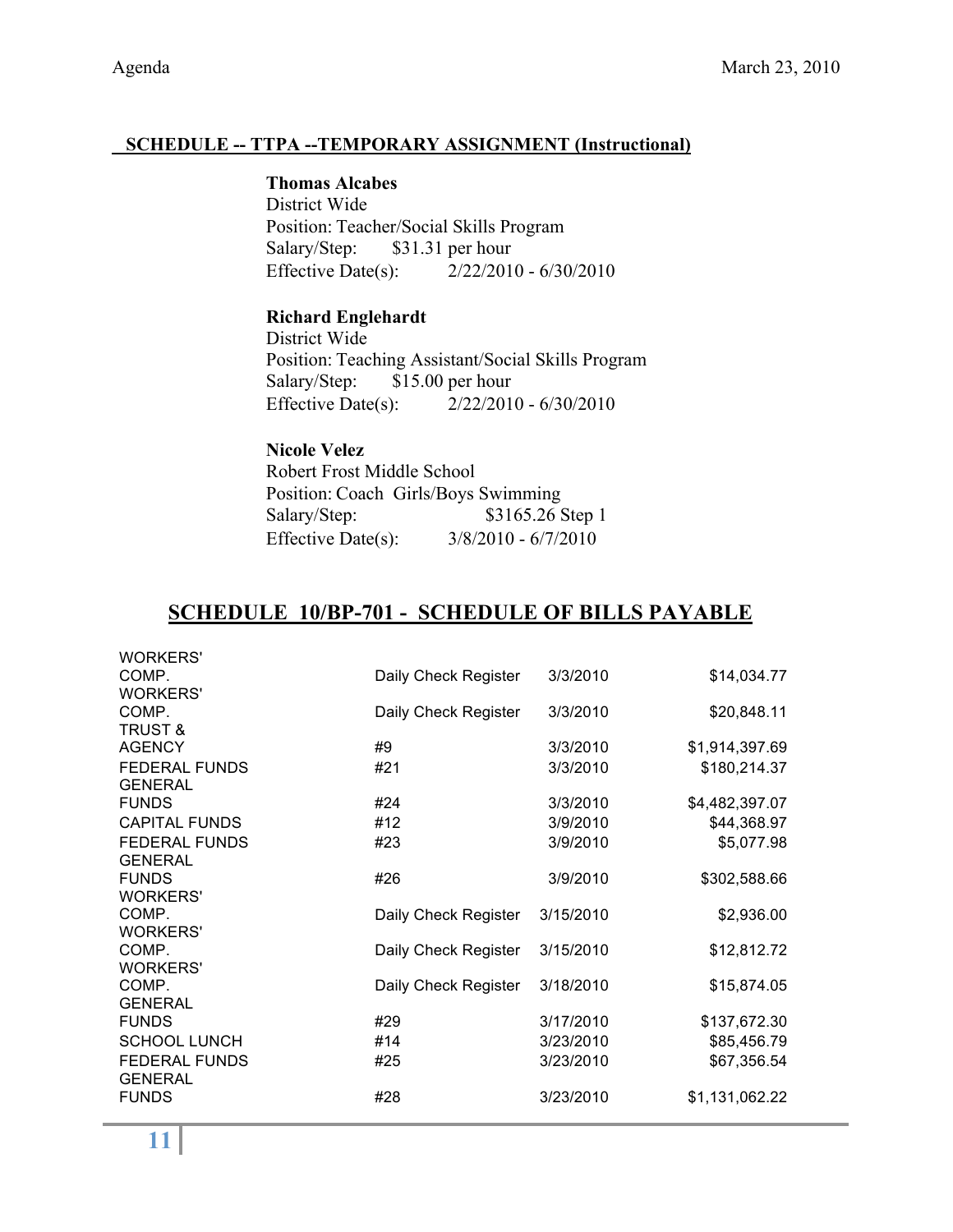**SCHEDULE -- TTPA --TEMPORARY ASSIGNMENT (Instructional)**

**Thomas Alcabes**
District Wide
Position: Teacher/Social Skills Program
Salary/Step: $31.31 per hour
Effective Date(s): 2/22/2010 - 6/30/2010

**Richard Englehardt**
District Wide
Position: Teaching Assistant/Social Skills Program
Salary/Step: $15.00 per hour
Effective Date(s): 2/22/2010 - 6/30/2010

**Nicole Velez**
Robert Frost Middle School
Position: Coach Girls/Boys Swimming
Salary/Step: $3165.26 Step 1
Effective Date(s): 3/8/2010 - 6/7/2010

## SCHEDULE 10/BP-701 - SCHEDULE OF BILLS PAYABLE

| | | | |
|---|---|---|---|
| WORKERS' COMP. | Daily Check Register | 3/3/2010 | $14,034.77 |
| WORKERS' COMP. | Daily Check Register | 3/3/2010 | $20,848.11 |
| TRUST & AGENCY | #9 | 3/3/2010 | $1,914,397.69 |
| FEDERAL FUNDS | #21 | 3/3/2010 | $180,214.37 |
| GENERAL FUNDS | #24 | 3/3/2010 | $4,482,397.07 |
| CAPITAL FUNDS | #12 | 3/9/2010 | $44,368.97 |
| FEDERAL FUNDS | #23 | 3/9/2010 | $5,077.98 |
| GENERAL FUNDS | #26 | 3/9/2010 | $302,588.66 |
| WORKERS' COMP. | Daily Check Register | 3/15/2010 | $2,936.00 |
| WORKERS' COMP. | Daily Check Register | 3/15/2010 | $12,812.72 |
| WORKERS' COMP. | Daily Check Register | 3/18/2010 | $15,874.05 |
| GENERAL FUNDS | #29 | 3/17/2010 | $137,672.30 |
| SCHOOL LUNCH | #14 | 3/23/2010 | $85,456.79 |
| FEDERAL FUNDS | #25 | 3/23/2010 | $67,356.54 |
| GENERAL FUNDS | #28 | 3/23/2010 | $1,131,062.22 |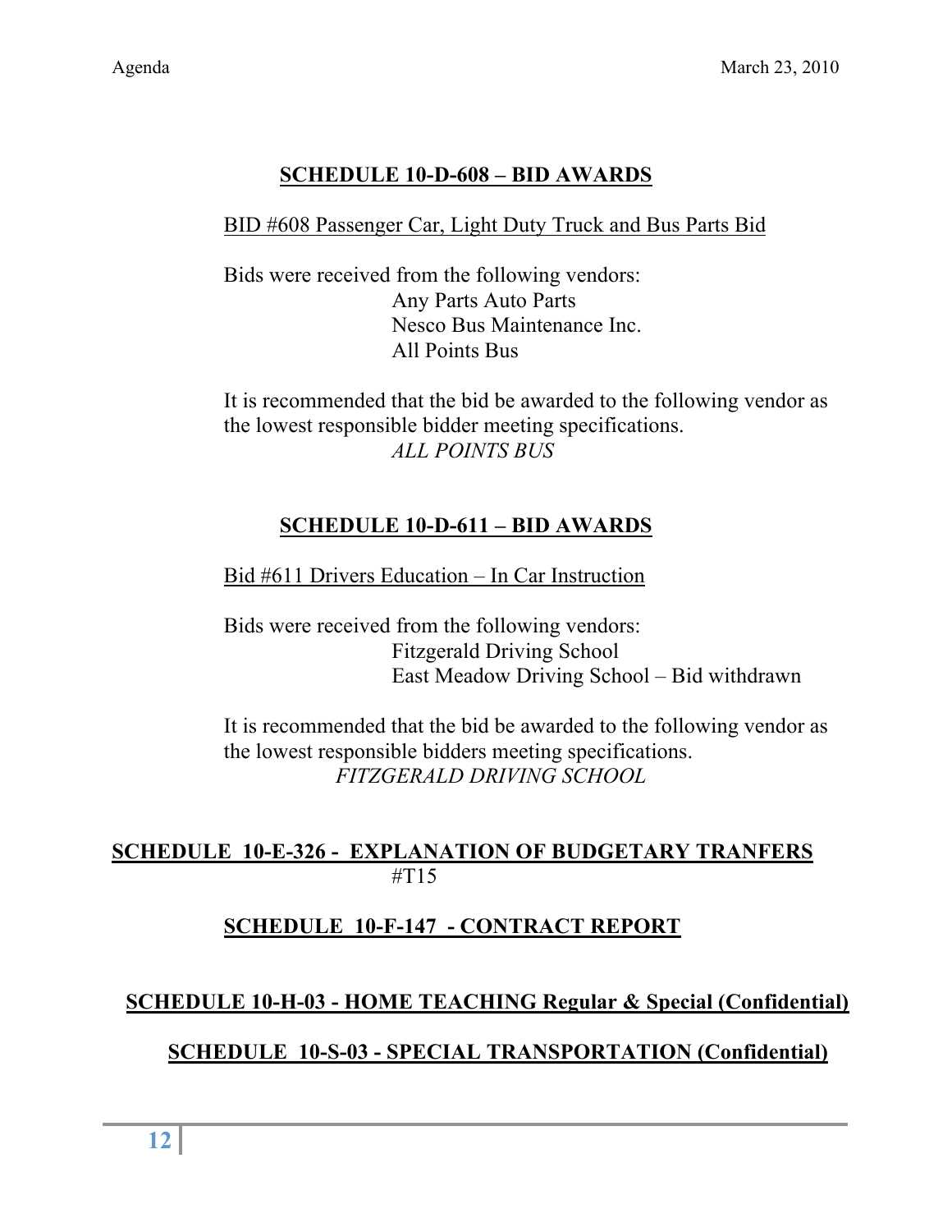## SCHEDULE 10-D-608 – BID AWARDS

BID #608 Passenger Car, Light Duty Truck and Bus Parts Bid

Bids were received from the following vendors:

Any Parts Auto Parts
Nesco Bus Maintenance Inc.
All Points Bus

It is recommended that the bid be awarded to the following vendor as the lowest responsible bidder meeting specifications.

*ALL POINTS BUS*

## SCHEDULE 10-D-611 – BID AWARDS

Bid #611 Drivers Education – In Car Instruction

Bids were received from the following vendors:

Fitzgerald Driving School
East Meadow Driving School – Bid withdrawn

It is recommended that the bid be awarded to the following vendor as the lowest responsible bidders meeting specifications.

*FITZGERALD DRIVING SCHOOL*

## SCHEDULE 10-E-326 - EXPLANATION OF BUDGETARY TRANFERS

#T15

## SCHEDULE 10-F-147 - CONTRACT REPORT

## SCHEDULE 10-H-03 - HOME TEACHING Regular & Special (Confidential)

## SCHEDULE 10-S-03 - SPECIAL TRANSPORTATION (Confidential)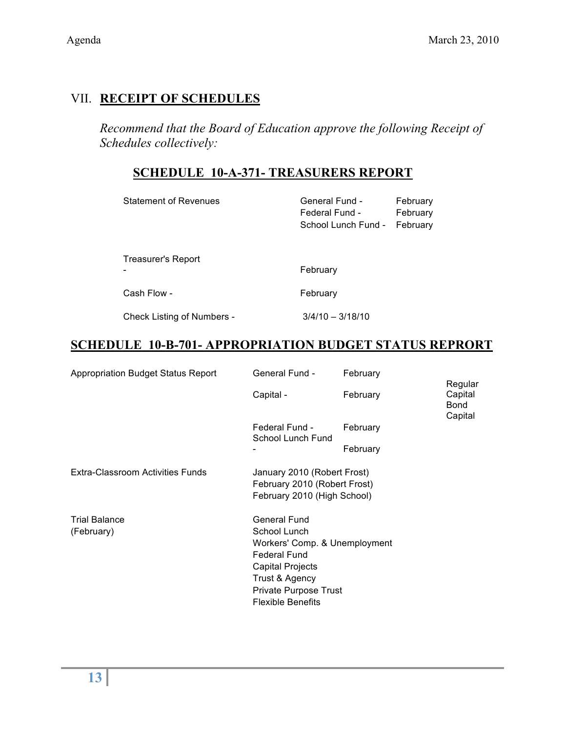## VII. **RECEIPT OF SCHEDULES**

*Recommend that the Board of Education approve the following Receipt of Schedules collectively:*

### SCHEDULE 10-A-371- TREASURERS REPORT

| | | |
|---|---|---|
| Statement of Revenues | General Fund - | February |
| | Federal Fund - | February |
| | School Lunch Fund - | February |
| Treasurer's Report - | February | |
| Cash Flow - | February | |
| Check Listing of Numbers - | 3/4/10 – 3/18/10 | |

### SCHEDULE 10-B-701- APPROPRIATION BUDGET STATUS REPRORT

| | | | |
|---|---|---|---|
| Appropriation Budget Status Report | General Fund - | February | |
| | Capital - | February | Regular Capital Bond Capital |
| | Federal Fund - | February | |
| | School Lunch Fund - | February | |
| Extra-Classroom Activities Funds | January 2010 (Robert Frost) | | |
| | February 2010 (Robert Frost) | | |
| | February 2010 (High School) | | |
| Trial Balance (February) | General Fund | | |
| | School Lunch | | |
| | Workers' Comp. & Unemployment | | |
| | Federal Fund | | |
| | Capital Projects | | |
| | Trust & Agency | | |
| | Private Purpose Trust | | |
| | Flexible Benefits | | |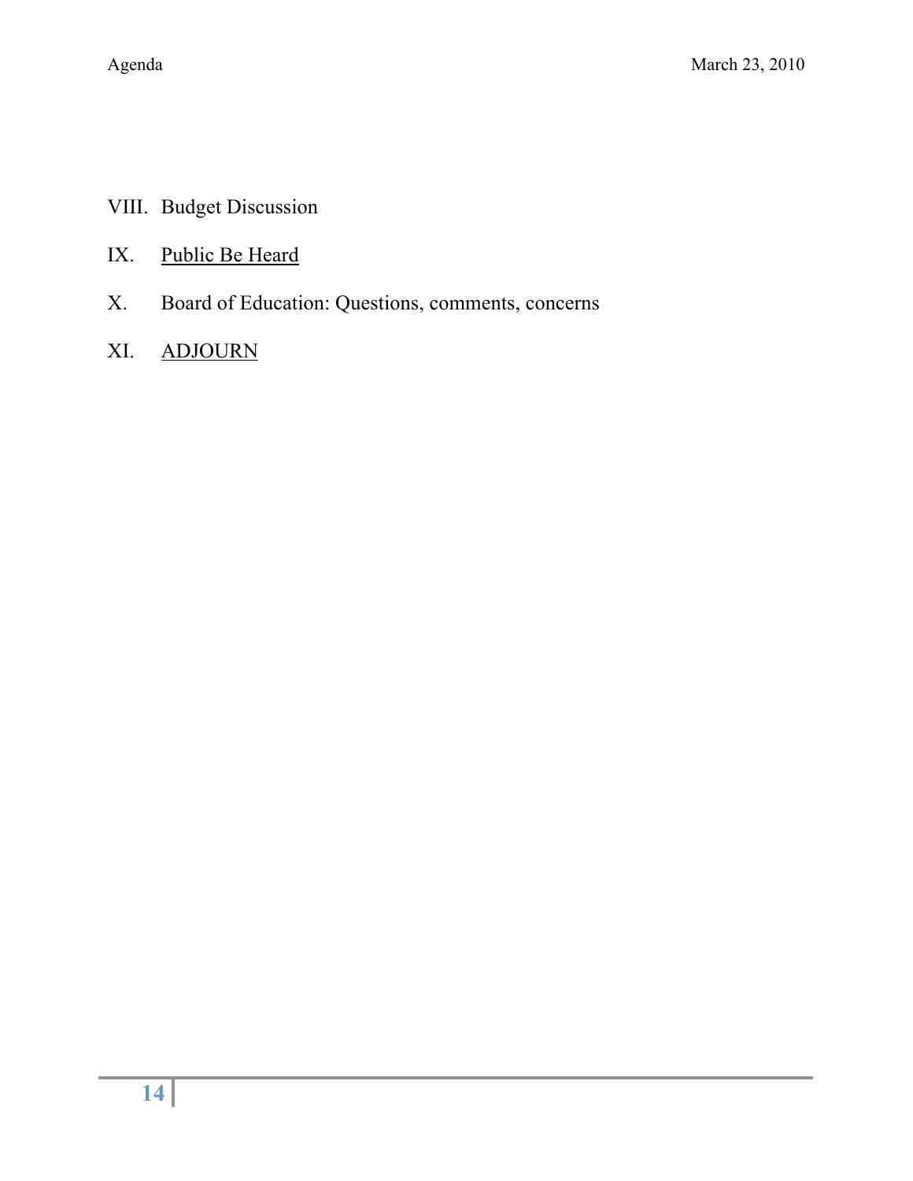VIII. Budget Discussion

IX. <u>Public Be Heard</u>

X. Board of Education: Questions, comments, concerns

XI. <u>ADJOURN</u>